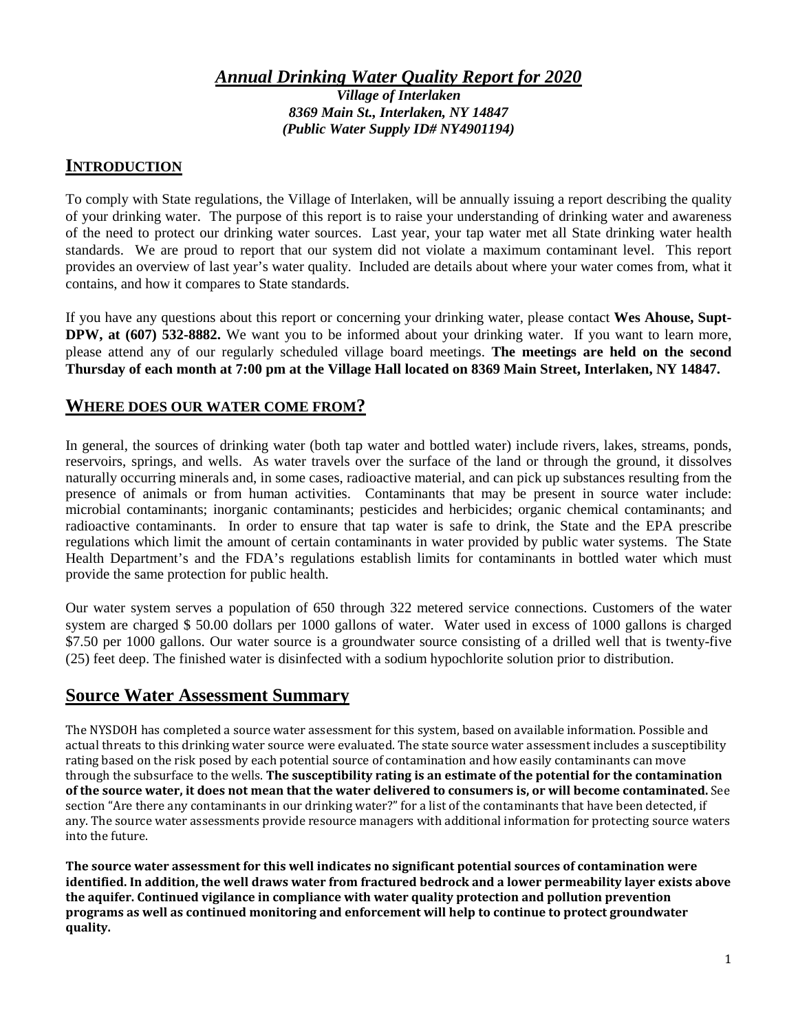# *Annual Drinking Water Quality Report for 2020*

***Village of Interlaken***
***8369 Main St., Interlaken, NY 14847***
***(Public Water Supply ID# NY4901194)***

## INTRODUCTION

To comply with State regulations, the Village of Interlaken, will be annually issuing a report describing the quality of your drinking water. The purpose of this report is to raise your understanding of drinking water and awareness of the need to protect our drinking water sources. Last year, your tap water met all State drinking water health standards. We are proud to report that our system did not violate a maximum contaminant level. This report provides an overview of last year's water quality. Included are details about where your water comes from, what it contains, and how it compares to State standards.

If you have any questions about this report or concerning your drinking water, please contact **Wes Ahouse, Supt-DPW, at (607) 532-8882.** We want you to be informed about your drinking water. If you want to learn more, please attend any of our regularly scheduled village board meetings. **The meetings are held on the second Thursday of each month at 7:00 pm at the Village Hall located on 8369 Main Street, Interlaken, NY 14847.**

## WHERE DOES OUR WATER COME FROM?

In general, the sources of drinking water (both tap water and bottled water) include rivers, lakes, streams, ponds, reservoirs, springs, and wells. As water travels over the surface of the land or through the ground, it dissolves naturally occurring minerals and, in some cases, radioactive material, and can pick up substances resulting from the presence of animals or from human activities. Contaminants that may be present in source water include: microbial contaminants; inorganic contaminants; pesticides and herbicides; organic chemical contaminants; and radioactive contaminants. In order to ensure that tap water is safe to drink, the State and the EPA prescribe regulations which limit the amount of certain contaminants in water provided by public water systems. The State Health Department's and the FDA's regulations establish limits for contaminants in bottled water which must provide the same protection for public health.

Our water system serves a population of 650 through 322 metered service connections. Customers of the water system are charged $ 50.00 dollars per 1000 gallons of water. Water used in excess of 1000 gallons is charged $7.50 per 1000 gallons. Our water source is a groundwater source consisting of a drilled well that is twenty-five (25) feet deep. The finished water is disinfected with a sodium hypochlorite solution prior to distribution.

## Source Water Assessment Summary

The NYSDOH has completed a source water assessment for this system, based on available information. Possible and actual threats to this drinking water source were evaluated. The state source water assessment includes a susceptibility rating based on the risk posed by each potential source of contamination and how easily contaminants can move through the subsurface to the wells. **The susceptibility rating is an estimate of the potential for the contamination of the source water, it does not mean that the water delivered to consumers is, or will become contaminated.** See section "Are there any contaminants in our drinking water?" for a list of the contaminants that have been detected, if any. The source water assessments provide resource managers with additional information for protecting source waters into the future.

**The source water assessment for this well indicates no significant potential sources of contamination were identified. In addition, the well draws water from fractured bedrock and a lower permeability layer exists above the aquifer. Continued vigilance in compliance with water quality protection and pollution prevention programs as well as continued monitoring and enforcement will help to continue to protect groundwater quality.**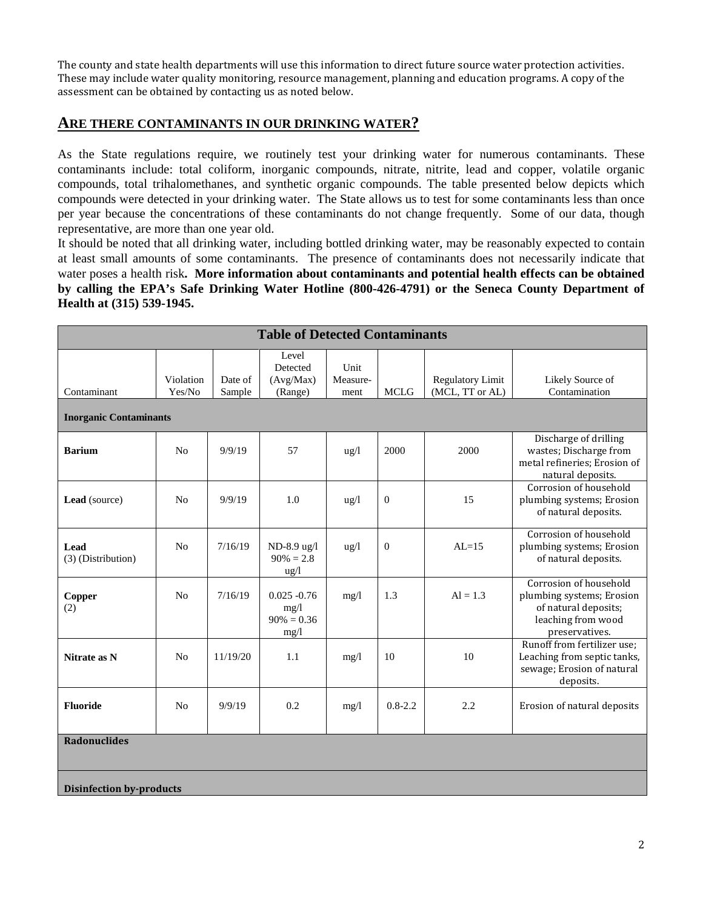The county and state health departments will use this information to direct future source water protection activities. These may include water quality monitoring, resource management, planning and education programs. A copy of the assessment can be obtained by contacting us as noted below.

## ARE THERE CONTAMINANTS IN OUR DRINKING WATER?

As the State regulations require, we routinely test your drinking water for numerous contaminants. These contaminants include: total coliform, inorganic compounds, nitrate, nitrite, lead and copper, volatile organic compounds, total trihalomethanes, and synthetic organic compounds. The table presented below depicts which compounds were detected in your drinking water. The State allows us to test for some contaminants less than once per year because the concentrations of these contaminants do not change frequently. Some of our data, though representative, are more than one year old.

It should be noted that all drinking water, including bottled drinking water, may be reasonably expected to contain at least small amounts of some contaminants. The presence of contaminants does not necessarily indicate that water poses a health risk**. More information about contaminants and potential health effects can be obtained by calling the EPA's Safe Drinking Water Hotline (800-426-4791) or the Seneca County Department of Health at (315) 539-1945.**

| Table of Detected Contaminants | | | | | | | |
|---|---|---|---|---|---|---|---|
| Contaminant | Violation Yes/No | Date of Sample | Level Detected (Avg/Max) (Range) | Unit Measure-ment | MCLG | Regulatory Limit (MCL, TT or AL) | Likely Source of Contamination |
| **Inorganic Contaminants** | | | | | | | |
| **Barium** | No | 9/9/19 | 57 | ug/l | 2000 | 2000 | Discharge of drilling wastes; Discharge from metal refineries; Erosion of natural deposits. |
| **Lead** (source) | No | 9/9/19 | 1.0 | ug/l | 0 | 15 | Corrosion of household plumbing systems; Erosion of natural deposits. |
| **Lead** (3) (Distribution) | No | 7/16/19 | ND-8.9 ug/l 90% = 2.8 ug/l | ug/l | 0 | AL=15 | Corrosion of household plumbing systems; Erosion of natural deposits. |
| **Copper** (2) | No | 7/16/19 | 0.025 -0.76 mg/l 90% = 0.36 mg/l | mg/l | 1.3 | Al = 1.3 | Corrosion of household plumbing systems; Erosion of natural deposits; leaching from wood preservatives. |
| **Nitrate as N** | No | 11/19/20 | 1.1 | mg/l | 10 | 10 | Runoff from fertilizer use; Leaching from septic tanks, sewage; Erosion of natural deposits. |
| **Fluoride** | No | 9/9/19 | 0.2 | mg/l | 0.8-2.2 | 2.2 | Erosion of natural deposits |
| **Radonuclides** | | | | | | | |
| **Disinfection by-products** | | | | | | | |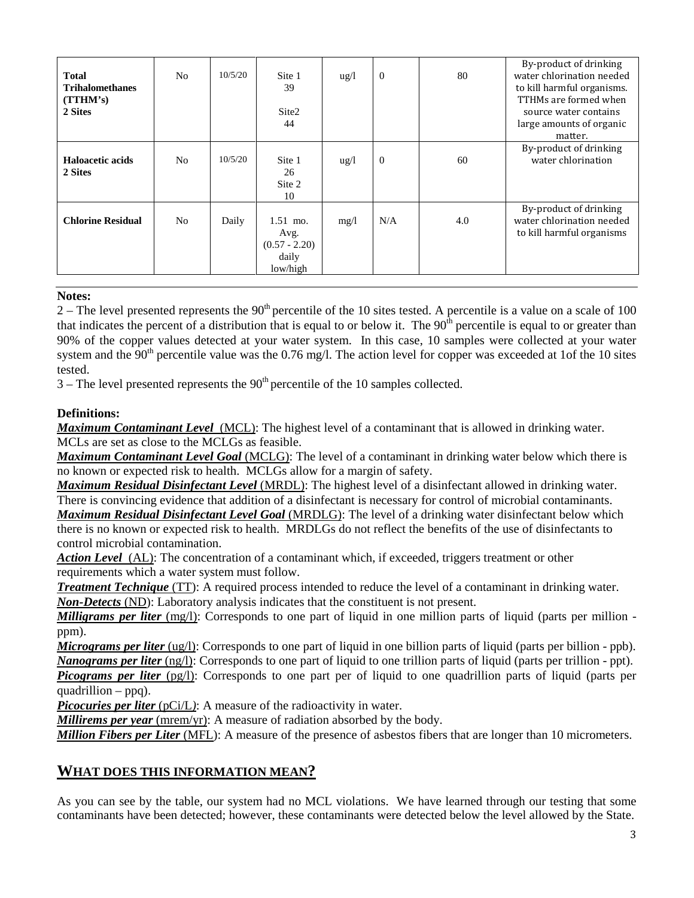| | | | | | | | |
|---|---|---|---|---|---|---|---|
| **Total Trihalomethanes (TTHM's) 2 Sites** | No | 10/5/20 | Site 1 39 Site2 44 | ug/l | 0 | 80 | By-product of drinking water chlorination needed to kill harmful organisms. TTHMs are formed when source water contains large amounts of organic matter. |
| **Haloacetic acids 2 Sites** | No | 10/5/20 | Site 1 26 Site 2 10 | ug/l | 0 | 60 | By-product of drinking water chlorination |
| **Chlorine Residual** | No | Daily | 1.51 mo. Avg. (0.57 - 2.20) daily low/high | mg/l | N/A | 4.0 | By-product of drinking water chlorination needed to kill harmful organisms |

**Notes:**

2 – The level presented represents the 90th percentile of the 10 sites tested. A percentile is a value on a scale of 100 that indicates the percent of a distribution that is equal to or below it. The 90th percentile is equal to or greater than 90% of the copper values detected at your water system. In this case, 10 samples were collected at your water system and the 90th percentile value was the 0.76 mg/l. The action level for copper was exceeded at 1of the 10 sites tested.

3 – The level presented represents the 90th percentile of the 10 samples collected.

**Definitions:**

***Maximum Contaminant Level*** (MCL): The highest level of a contaminant that is allowed in drinking water. MCLs are set as close to the MCLGs as feasible.

***Maximum Contaminant Level Goal*** (MCLG): The level of a contaminant in drinking water below which there is no known or expected risk to health. MCLGs allow for a margin of safety.

***Maximum Residual Disinfectant Level*** (MRDL): The highest level of a disinfectant allowed in drinking water. There is convincing evidence that addition of a disinfectant is necessary for control of microbial contaminants.

***Maximum Residual Disinfectant Level Goal*** (MRDLG): The level of a drinking water disinfectant below which there is no known or expected risk to health. MRDLGs do not reflect the benefits of the use of disinfectants to control microbial contamination.

***Action Level*** (AL): The concentration of a contaminant which, if exceeded, triggers treatment or other requirements which a water system must follow.

***Treatment Technique*** (TT): A required process intended to reduce the level of a contaminant in drinking water.

***Non-Detects*** (ND): Laboratory analysis indicates that the constituent is not present.

***Milligrams per liter*** (mg/l): Corresponds to one part of liquid in one million parts of liquid (parts per million - ppm).

***Micrograms per liter*** (ug/l): Corresponds to one part of liquid in one billion parts of liquid (parts per billion - ppb).

***Nanograms per liter*** (ng/l): Corresponds to one part of liquid to one trillion parts of liquid (parts per trillion - ppt).

***Picograms per liter*** (pg/l): Corresponds to one part per of liquid to one quadrillion parts of liquid (parts per quadrillion – ppq).

***Picocuries per liter*** (pCi/L): A measure of the radioactivity in water.

***Millirems per year*** (mrem/yr): A measure of radiation absorbed by the body.

***Million Fibers per Liter*** (MFL): A measure of the presence of asbestos fibers that are longer than 10 micrometers.

## WHAT DOES THIS INFORMATION MEAN?

As you can see by the table, our system had no MCL violations. We have learned through our testing that some contaminants have been detected; however, these contaminants were detected below the level allowed by the State.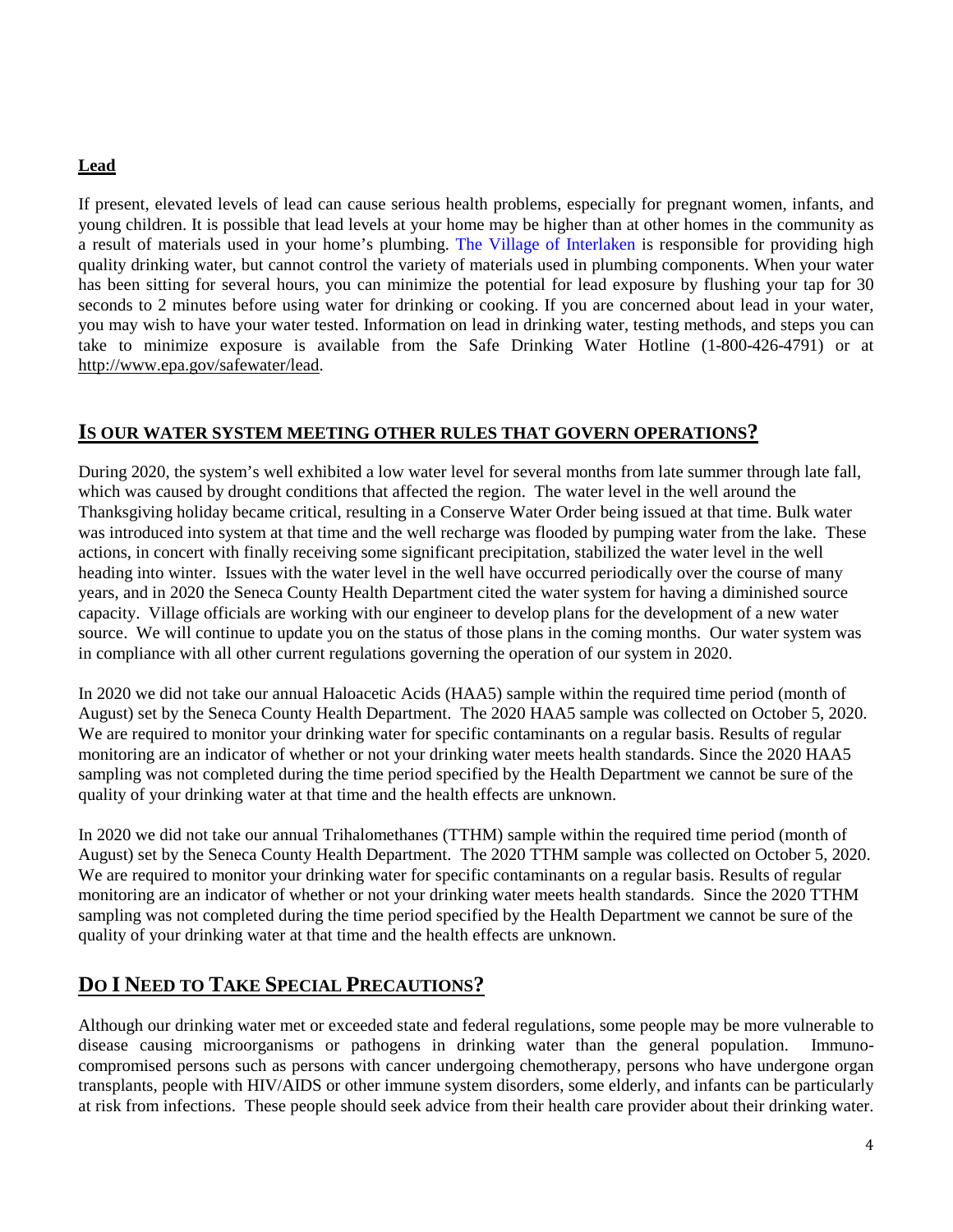**Lead**

If present, elevated levels of lead can cause serious health problems, especially for pregnant women, infants, and young children. It is possible that lead levels at your home may be higher than at other homes in the community as a result of materials used in your home's plumbing. The Village of Interlaken is responsible for providing high quality drinking water, but cannot control the variety of materials used in plumbing components. When your water has been sitting for several hours, you can minimize the potential for lead exposure by flushing your tap for 30 seconds to 2 minutes before using water for drinking or cooking. If you are concerned about lead in your water, you may wish to have your water tested. Information on lead in drinking water, testing methods, and steps you can take to minimize exposure is available from the Safe Drinking Water Hotline (1-800-426-4791) or at http://www.epa.gov/safewater/lead.

## IS OUR WATER SYSTEM MEETING OTHER RULES THAT GOVERN OPERATIONS?

During 2020, the system's well exhibited a low water level for several months from late summer through late fall, which was caused by drought conditions that affected the region. The water level in the well around the Thanksgiving holiday became critical, resulting in a Conserve Water Order being issued at that time. Bulk water was introduced into system at that time and the well recharge was flooded by pumping water from the lake. These actions, in concert with finally receiving some significant precipitation, stabilized the water level in the well heading into winter. Issues with the water level in the well have occurred periodically over the course of many years, and in 2020 the Seneca County Health Department cited the water system for having a diminished source capacity. Village officials are working with our engineer to develop plans for the development of a new water source. We will continue to update you on the status of those plans in the coming months. Our water system was in compliance with all other current regulations governing the operation of our system in 2020.

In 2020 we did not take our annual Haloacetic Acids (HAA5) sample within the required time period (month of August) set by the Seneca County Health Department. The 2020 HAA5 sample was collected on October 5, 2020. We are required to monitor your drinking water for specific contaminants on a regular basis. Results of regular monitoring are an indicator of whether or not your drinking water meets health standards. Since the 2020 HAA5 sampling was not completed during the time period specified by the Health Department we cannot be sure of the quality of your drinking water at that time and the health effects are unknown.

In 2020 we did not take our annual Trihalomethanes (TTHM) sample within the required time period (month of August) set by the Seneca County Health Department. The 2020 TTHM sample was collected on October 5, 2020. We are required to monitor your drinking water for specific contaminants on a regular basis. Results of regular monitoring are an indicator of whether or not your drinking water meets health standards. Since the 2020 TTHM sampling was not completed during the time period specified by the Health Department we cannot be sure of the quality of your drinking water at that time and the health effects are unknown.

## DO I NEED TO TAKE SPECIAL PRECAUTIONS?

Although our drinking water met or exceeded state and federal regulations, some people may be more vulnerable to disease causing microorganisms or pathogens in drinking water than the general population. Immuno-compromised persons such as persons with cancer undergoing chemotherapy, persons who have undergone organ transplants, people with HIV/AIDS or other immune system disorders, some elderly, and infants can be particularly at risk from infections. These people should seek advice from their health care provider about their drinking water.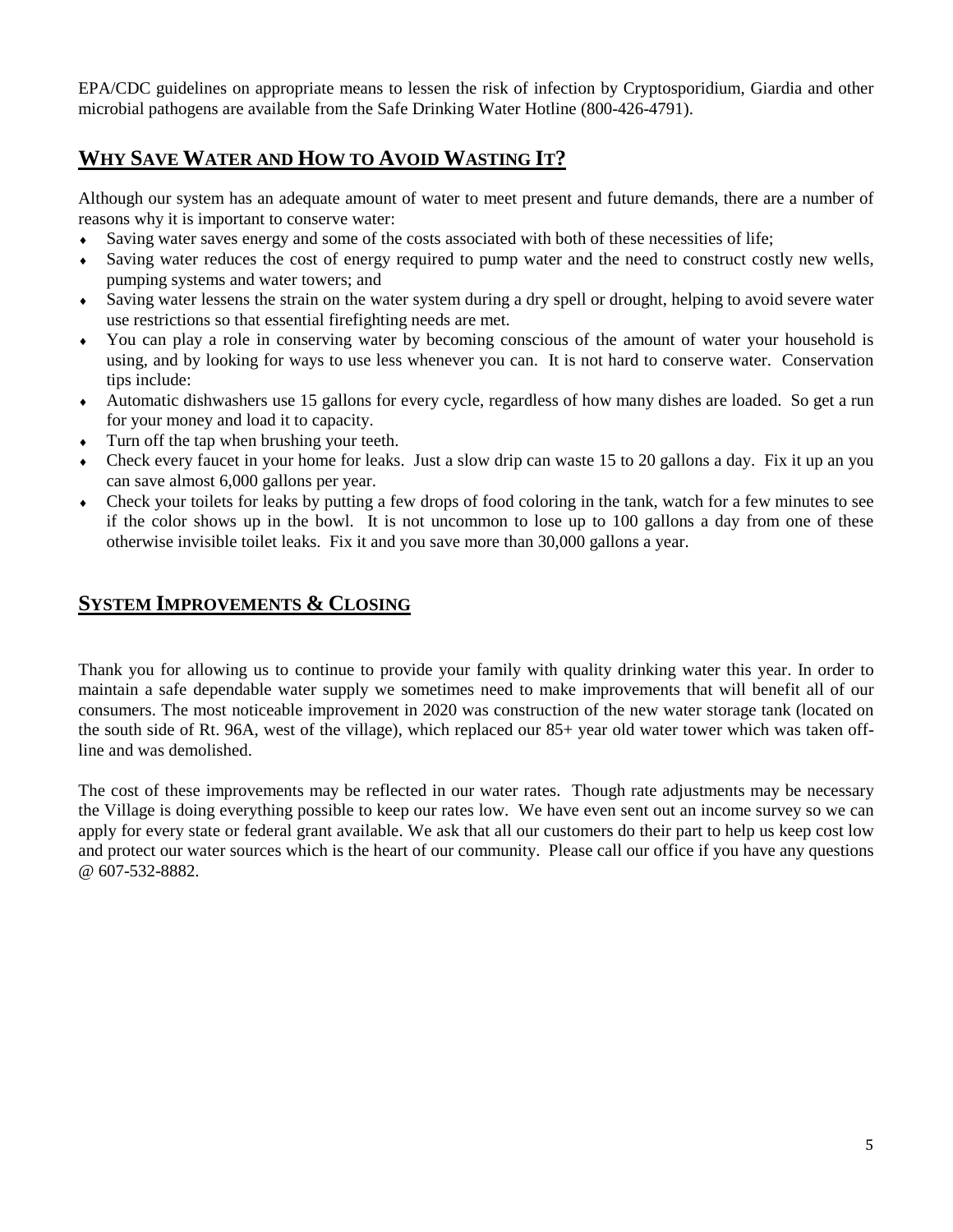EPA/CDC guidelines on appropriate means to lessen the risk of infection by Cryptosporidium, Giardia and other microbial pathogens are available from the Safe Drinking Water Hotline (800-426-4791).

## WHY SAVE WATER AND HOW TO AVOID WASTING IT?

Although our system has an adequate amount of water to meet present and future demands, there are a number of reasons why it is important to conserve water:

- Saving water saves energy and some of the costs associated with both of these necessities of life;
- Saving water reduces the cost of energy required to pump water and the need to construct costly new wells, pumping systems and water towers; and
- Saving water lessens the strain on the water system during a dry spell or drought, helping to avoid severe water use restrictions so that essential firefighting needs are met.
- You can play a role in conserving water by becoming conscious of the amount of water your household is using, and by looking for ways to use less whenever you can. It is not hard to conserve water. Conservation tips include:
- Automatic dishwashers use 15 gallons for every cycle, regardless of how many dishes are loaded. So get a run for your money and load it to capacity.
- Turn off the tap when brushing your teeth.
- Check every faucet in your home for leaks. Just a slow drip can waste 15 to 20 gallons a day. Fix it up an you can save almost 6,000 gallons per year.
- Check your toilets for leaks by putting a few drops of food coloring in the tank, watch for a few minutes to see if the color shows up in the bowl. It is not uncommon to lose up to 100 gallons a day from one of these otherwise invisible toilet leaks. Fix it and you save more than 30,000 gallons a year.

## SYSTEM IMPROVEMENTS & CLOSING

Thank you for allowing us to continue to provide your family with quality drinking water this year. In order to maintain a safe dependable water supply we sometimes need to make improvements that will benefit all of our consumers. The most noticeable improvement in 2020 was construction of the new water storage tank (located on the south side of Rt. 96A, west of the village), which replaced our 85+ year old water tower which was taken off-line and was demolished.

The cost of these improvements may be reflected in our water rates. Though rate adjustments may be necessary the Village is doing everything possible to keep our rates low. We have even sent out an income survey so we can apply for every state or federal grant available. We ask that all our customers do their part to help us keep cost low and protect our water sources which is the heart of our community. Please call our office if you have any questions @ 607-532-8882.